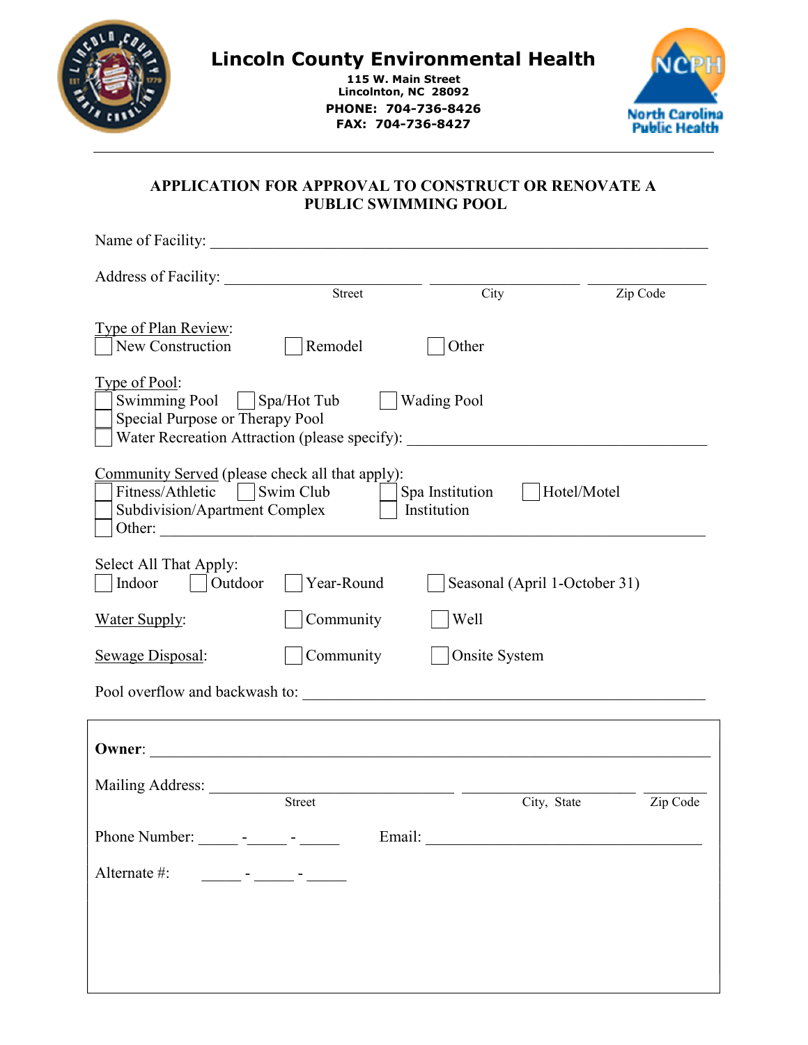# Lincoln County Environmental Health

115 W. Main Street
Lincolnton, NC 28092
PHONE: 704-736-8426
FAX: 704-736-8427

North Carolina Public Health

---

## APPLICATION FOR APPROVAL TO CONSTRUCT OR RENOVATE A PUBLIC SWIMMING POOL

Name of Facility: ______________________________________________________________

Address of Facility: ________________________ ____________________ ________________
Street City Zip Code

Type of Plan Review:
☐ New Construction ☐ Remodel ☐ Other

Type of Pool:
☐ Swimming Pool ☐ Spa/Hot Tub ☐ Wading Pool
☐ Special Purpose or Therapy Pool
☐ Water Recreation Attraction (please specify): ____________________________________

Community Served (please check all that apply):
☐ Fitness/Athletic ☐ Swim Club ☐ Spa Institution ☐ Hotel/Motel
☐ Subdivision/Apartment Complex ☐ Institution
☐ Other: ______________________________________________________________

Select All That Apply:
☐ Indoor ☐ Outdoor ☐ Year-Round ☐ Seasonal (April 1-October 31)

Water Supply: ☐ Community ☐ Well

Sewage Disposal: ☐ Community ☐ Onsite System

Pool overflow and backwash to: ______________________________________________

---

**Owner**: ______________________________________________________________

Mailing Address: ______________________________ ____________________ __________
Street City, State Zip Code

Phone Number: _____ -_____ - _____ Email: __________________________________

Alternate #: _____ - _____ - _____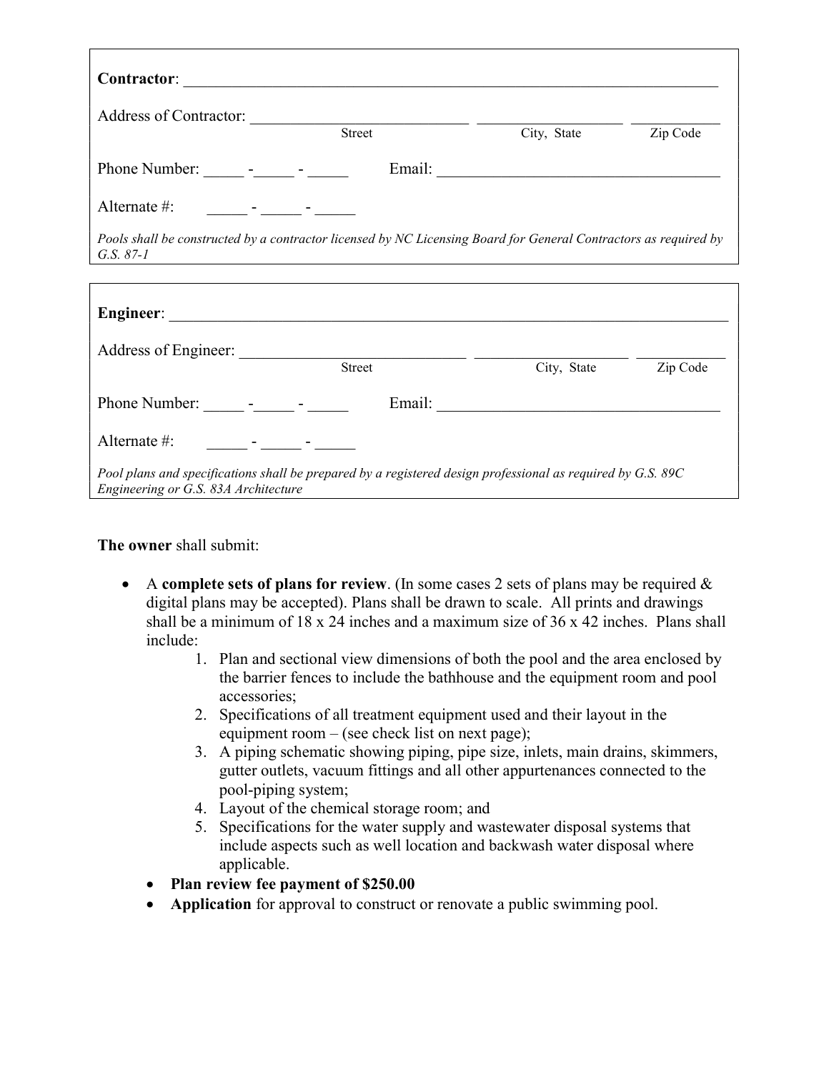**Contractor**: ______________________________________________________________

Address of Contractor: ___________________________ _________________ ___________
Street City, State Zip Code

Phone Number: _____ -_____ - _____ Email: ___________________________________

Alternate #: _____ - _____ - _____

*Pools shall be constructed by a contractor licensed by NC Licensing Board for General Contractors as required by G.S. 87-1*

---

**Engineer**: ______________________________________________________________

Address of Engineer: ____________________________ ___________________ ___________
Street City, State Zip Code

Phone Number: _____ -_____ - _____ Email: ___________________________________

Alternate #: _____ - _____ - _____

*Pool plans and specifications shall be prepared by a registered design professional as required by G.S. 89C Engineering or G.S. 83A Architecture*

---

**The owner** shall submit:

- A **complete sets of plans for review**. (In some cases 2 sets of plans may be required & digital plans may be accepted). Plans shall be drawn to scale. All prints and drawings shall be a minimum of 18 x 24 inches and a maximum size of 36 x 42 inches. Plans shall include:
    1. Plan and sectional view dimensions of both the pool and the area enclosed by the barrier fences to include the bathhouse and the equipment room and pool accessories;
    2. Specifications of all treatment equipment used and their layout in the equipment room – (see check list on next page);
    3. A piping schematic showing piping, pipe size, inlets, main drains, skimmers, gutter outlets, vacuum fittings and all other appurtenances connected to the pool-piping system;
    4. Layout of the chemical storage room; and
    5. Specifications for the water supply and wastewater disposal systems that include aspects such as well location and backwash water disposal where applicable.
- **Plan review fee payment of $250.00**
- **Application** for approval to construct or renovate a public swimming pool.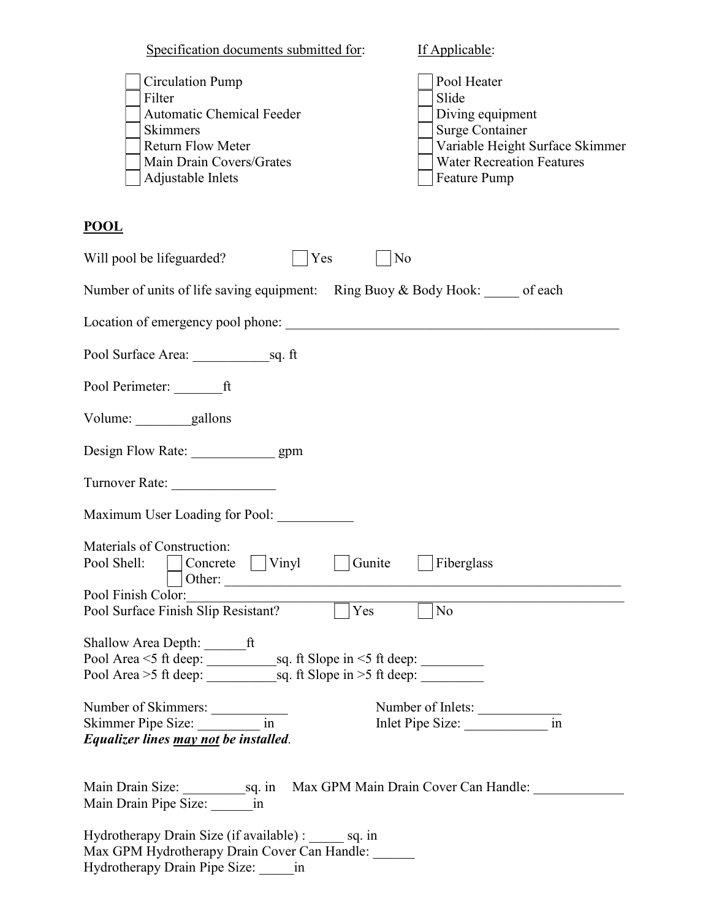Specification documents submitted for:

- [ ] Circulation Pump
- [ ] Filter
- [ ] Automatic Chemical Feeder
- [ ] Skimmers
- [ ] Return Flow Meter
- [ ] Main Drain Covers/Grates
- [ ] Adjustable Inlets

If Applicable:

- [ ] Pool Heater
- [ ] Slide
- [ ] Diving equipment
- [ ] Surge Container
- [ ] Variable Height Surface Skimmer
- [ ] Water Recreation Features
- [ ] Feature Pump

## POOL

Will pool be lifeguarded? ☐ Yes ☐ No

Number of units of life saving equipment: Ring Buoy & Body Hook: _____ of each

Location of emergency pool phone: ___________________________________________________

Pool Surface Area: ___________sq. ft

Pool Perimeter: _______ft

Volume: ________gallons

Design Flow Rate: ____________ gpm

Turnover Rate: _______________

Maximum User Loading for Pool: ___________

Materials of Construction:
Pool Shell: ☐ Concrete ☐ Vinyl ☐ Gunite ☐ Fiberglass
☐ Other: ___________________________________________________________
Pool Finish Color:_____________________________________________________________
Pool Surface Finish Slip Resistant? ☐ Yes ☐ No

Shallow Area Depth: ______ft
Pool Area <5 ft deep: __________sq. ft Slope in <5 ft deep: _________
Pool Area >5 ft deep: __________sq. ft Slope in >5 ft deep: _________

Number of Skimmers: ___________ Number of Inlets: ____________
Skimmer Pipe Size: _________ in Inlet Pipe Size: ____________ in
***Equalizer lines <u>may not</u> be installed.***

Main Drain Size: _________sq. in Max GPM Main Drain Cover Can Handle: _____________
Main Drain Pipe Size: ______in

Hydrotherapy Drain Size (if available) : _____ sq. in
Max GPM Hydrotherapy Drain Cover Can Handle: ______
Hydrotherapy Drain Pipe Size: _____in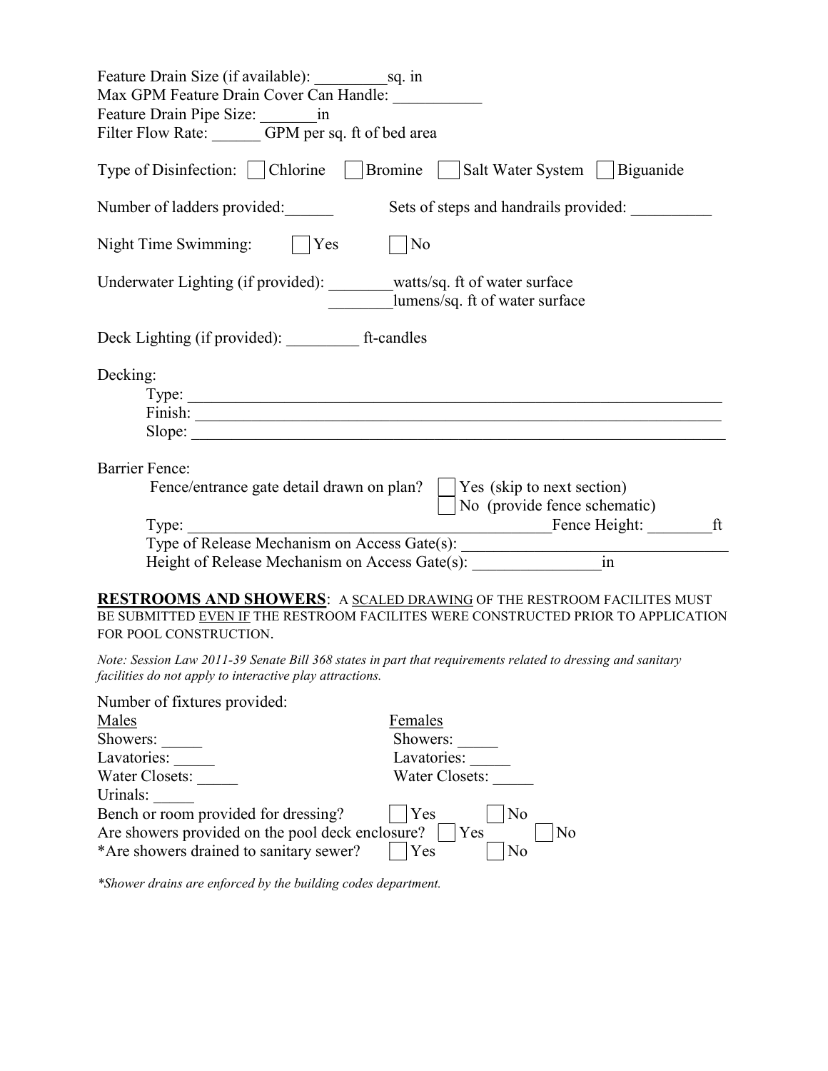Feature Drain Size (if available): _________sq. in
Max GPM Feature Drain Cover Can Handle: ___________
Feature Drain Pipe Size: _______in
Filter Flow Rate: ______ GPM per sq. ft of bed area

Type of Disinfection: ☐ Chlorine ☐ Bromine ☐ Salt Water System ☐ Biguanide

Number of ladders provided:______ Sets of steps and handrails provided: __________

Night Time Swimming: ☐ Yes ☐ No

Underwater Lighting (if provided): ________watts/sq. ft of water surface
________lumens/sq. ft of water surface

Deck Lighting (if provided): _________ ft-candles

Decking:

Type: ____________________________________________________________________
Finish: ___________________________________________________________________
Slope: ____________________________________________________________________

Barrier Fence:

Fence/entrance gate detail drawn on plan? ☐ Yes (skip to next section)
☐ No (provide fence schematic)

Type: ______________________________________________Fence Height: ________ft
Type of Release Mechanism on Access Gate(s): _________________________________
Height of Release Mechanism on Access Gate(s): ________________in

**RESTROOMS AND SHOWERS**: A SCALED DRAWING OF THE RESTROOM FACILITES MUST BE SUBMITTED EVEN IF THE RESTROOM FACILITES WERE CONSTRUCTED PRIOR TO APPLICATION FOR POOL CONSTRUCTION.

*Note: Session Law 2011-39 Senate Bill 368 states in part that requirements related to dressing and sanitary facilities do not apply to interactive play attractions.*

Number of fixtures provided:

| Males | Females |
| --- | --- |
| Showers: _____ | Showers: _____ |
| Lavatories: _____ | Lavatories: _____ |
| Water Closets: _____ | Water Closets: _____ |
| Urinals: _____ | |

Bench or room provided for dressing? ☐ Yes ☐ No
Are showers provided on the pool deck enclosure? ☐ Yes ☐ No
*Are showers drained to sanitary sewer? ☐ Yes ☐ No

*\*Shower drains are enforced by the building codes department.*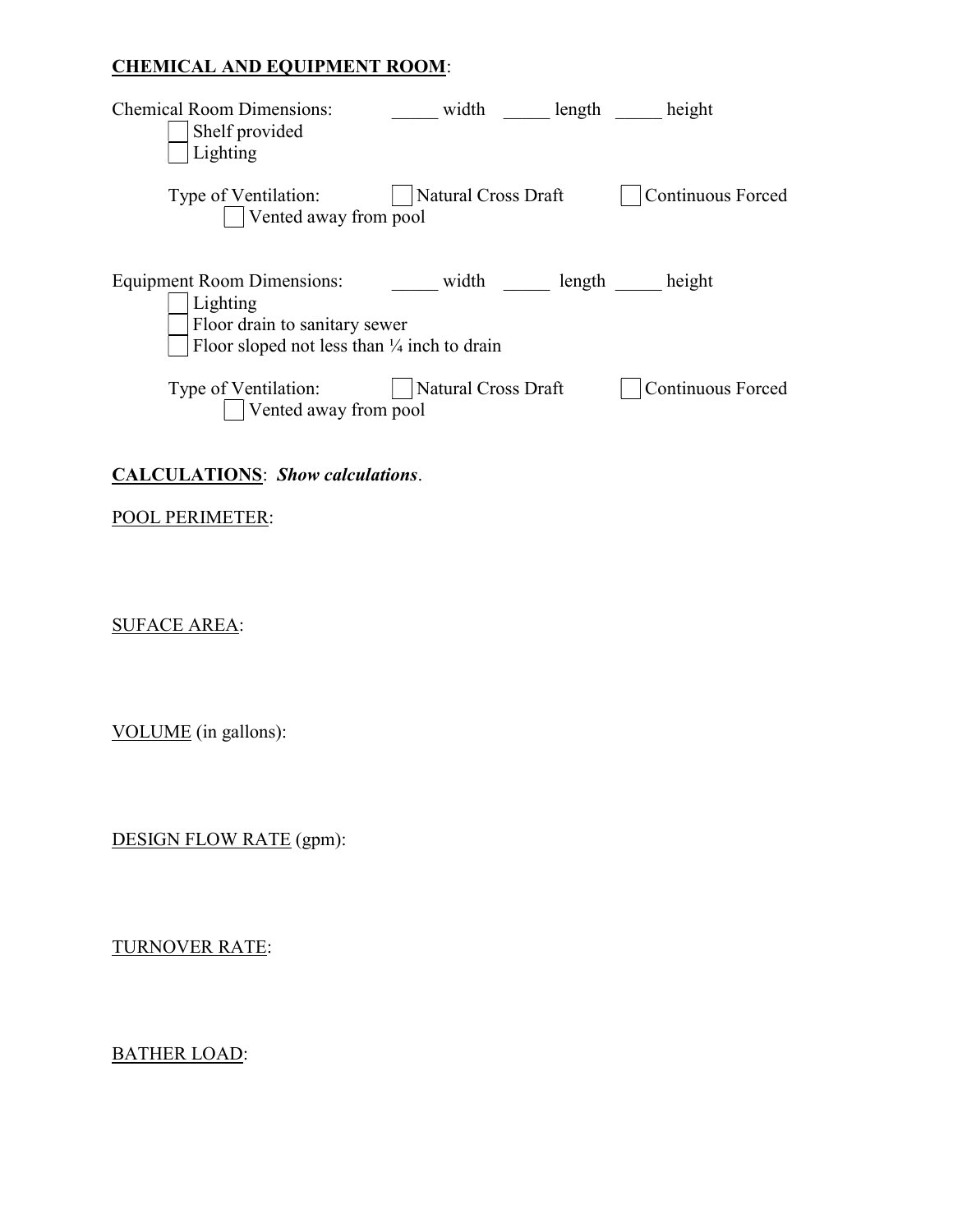**CHEMICAL AND EQUIPMENT ROOM**:

Chemical Room Dimensions: _____ width _____ length _____ height

- [ ] Shelf provided
- [ ] Lighting

Type of Ventilation: [ ] Natural Cross Draft [ ] Continuous Forced

- [ ] Vented away from pool

Equipment Room Dimensions: _____ width _____ length _____ height

- [ ] Lighting
- [ ] Floor drain to sanitary sewer
- [ ] Floor sloped not less than ¼ inch to drain

Type of Ventilation: [ ] Natural Cross Draft [ ] Continuous Forced

- [ ] Vented away from pool

**CALCULATIONS**: ***Show calculations***.

POOL PERIMETER:

SUFACE AREA:

VOLUME (in gallons):

DESIGN FLOW RATE (gpm):

TURNOVER RATE:

BATHER LOAD: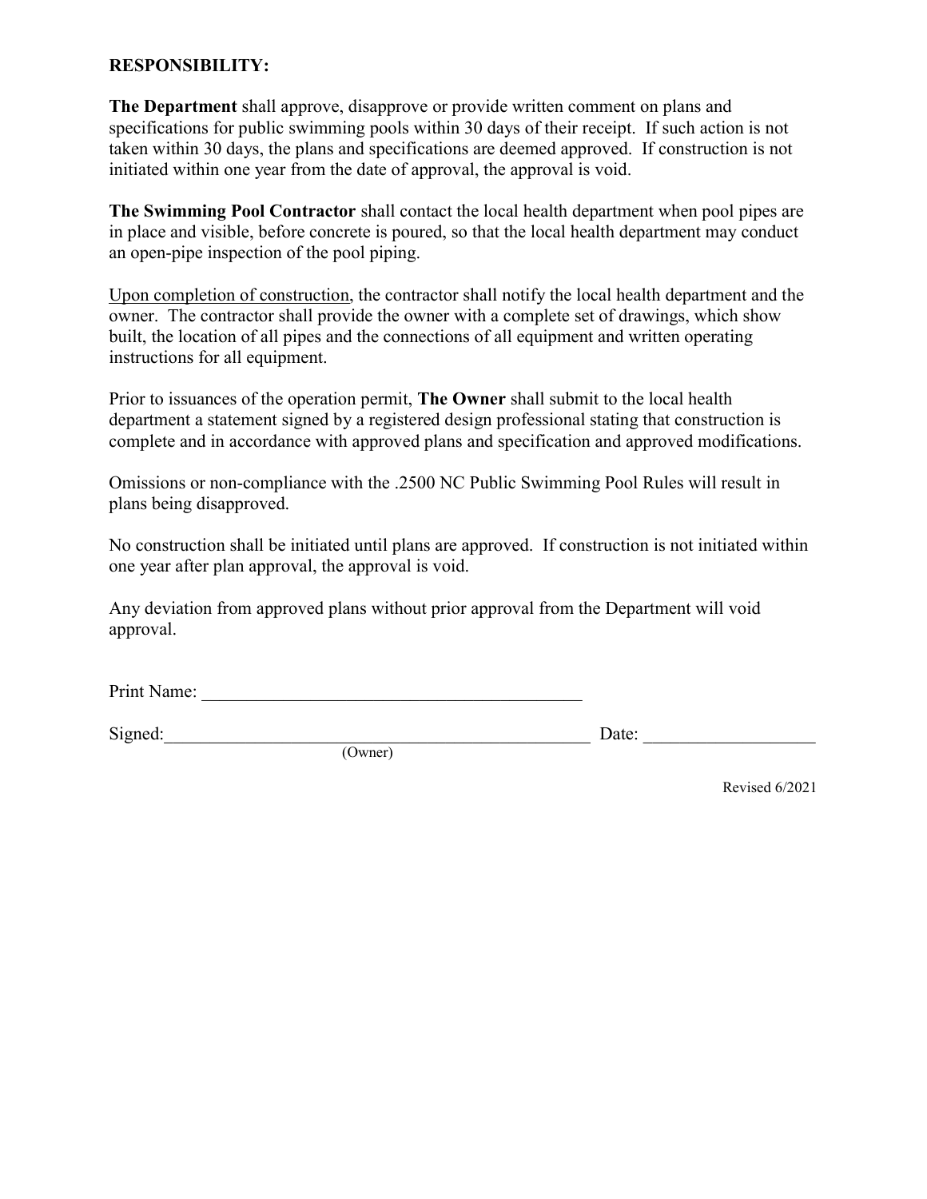**RESPONSIBILITY:**

**The Department** shall approve, disapprove or provide written comment on plans and specifications for public swimming pools within 30 days of their receipt. If such action is not taken within 30 days, the plans and specifications are deemed approved. If construction is not initiated within one year from the date of approval, the approval is void.

**The Swimming Pool Contractor** shall contact the local health department when pool pipes are in place and visible, before concrete is poured, so that the local health department may conduct an open-pipe inspection of the pool piping.

<u>Upon completion of construction</u>, the contractor shall notify the local health department and the owner. The contractor shall provide the owner with a complete set of drawings, which show built, the location of all pipes and the connections of all equipment and written operating instructions for all equipment.

Prior to issuances of the operation permit, **The Owner** shall submit to the local health department a statement signed by a registered design professional stating that construction is complete and in accordance with approved plans and specification and approved modifications.

Omissions or non-compliance with the .2500 NC Public Swimming Pool Rules will result in plans being disapproved.

No construction shall be initiated until plans are approved. If construction is not initiated within one year after plan approval, the approval is void.

Any deviation from approved plans without prior approval from the Department will void approval.

Print Name: ___________________________________________

Signed:_________________________________________________ Date: ___________________
(Owner)

Revised 6/2021